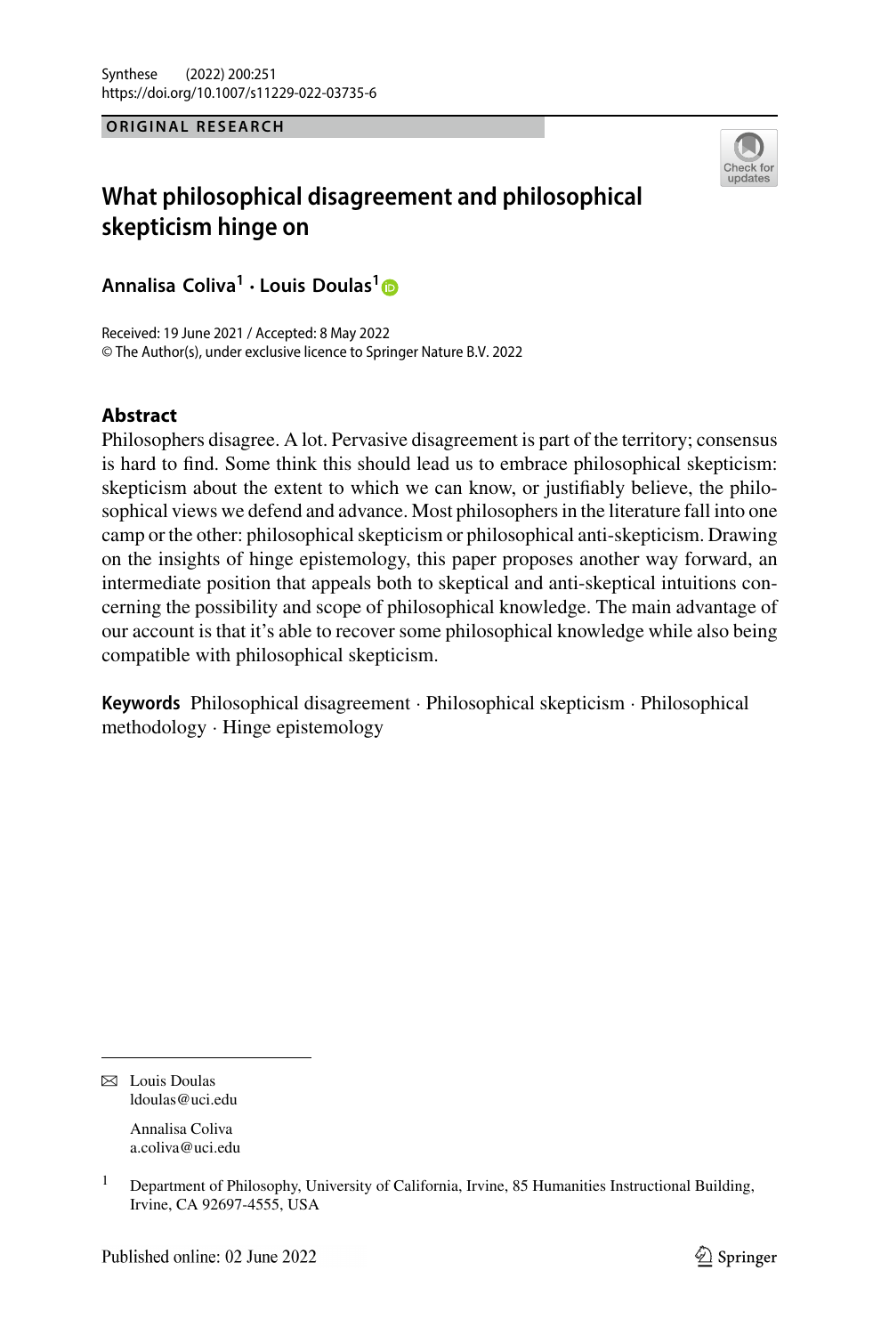ORIGINAL RESEARCH

# What philosophical disagreement and philosophical skepticism hinge on

**Annalisa Coliva[1] · Louis Doulas[1]**

Received: 19 June 2021 / Accepted: 8 May 2022
© The Author(s), under exclusive licence to Springer Nature B.V. 2022

## Abstract

Philosophers disagree. A lot. Pervasive disagreement is part of the territory; consensus is hard to find. Some think this should lead us to embrace philosophical skepticism: skepticism about the extent to which we can know, or justifiably believe, the philosophical views we defend and advance. Most philosophers in the literature fall into one camp or the other: philosophical skepticism or philosophical anti-skepticism. Drawing on the insights of hinge epistemology, this paper proposes another way forward, an intermediate position that appeals both to skeptical and anti-skeptical intuitions concerning the possibility and scope of philosophical knowledge. The main advantage of our account is that it's able to recover some philosophical knowledge while also being compatible with philosophical skepticism.

**Keywords** Philosophical disagreement · Philosophical skepticism · Philosophical methodology · Hinge epistemology

✉ Louis Doulas
ldoulas@uci.edu

Annalisa Coliva
a.coliva@uci.edu

[1] Department of Philosophy, University of California, Irvine, 85 Humanities Instructional Building, Irvine, CA 92697-4555, USA

Published online: 02 June 2022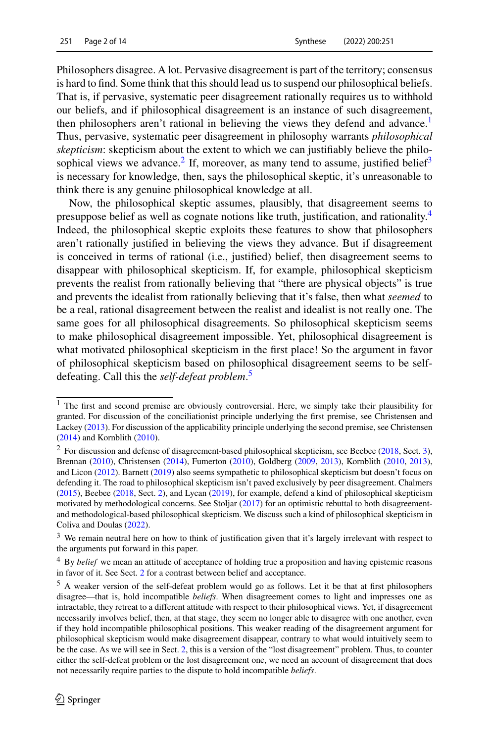Philosophers disagree. A lot. Pervasive disagreement is part of the territory; consensus is hard to find. Some think that this should lead us to suspend our philosophical beliefs. That is, if pervasive, systematic peer disagreement rationally requires us to withhold our beliefs, and if philosophical disagreement is an instance of such disagreement, then philosophers aren't rational in believing the views they defend and advance.[1] Thus, pervasive, systematic peer disagreement in philosophy warrants *philosophical skepticism*: skepticism about the extent to which we can justifiably believe the philosophical views we advance.[2] If, moreover, as many tend to assume, justified belief[3] is necessary for knowledge, then, says the philosophical skeptic, it's unreasonable to think there is any genuine philosophical knowledge at all.

Now, the philosophical skeptic assumes, plausibly, that disagreement seems to presuppose belief as well as cognate notions like truth, justification, and rationality.[4] Indeed, the philosophical skeptic exploits these features to show that philosophers aren't rationally justified in believing the views they advance. But if disagreement is conceived in terms of rational (i.e., justified) belief, then disagreement seems to disappear with philosophical skepticism. If, for example, philosophical skepticism prevents the realist from rationally believing that "there are physical objects" is true and prevents the idealist from rationally believing that it's false, then what *seemed* to be a real, rational disagreement between the realist and idealist is not really one. The same goes for all philosophical disagreements. So philosophical skepticism seems to make philosophical disagreement impossible. Yet, philosophical disagreement is what motivated philosophical skepticism in the first place! So the argument in favor of philosophical skepticism based on philosophical disagreement seems to be self-defeating. Call this the *self-defeat problem*.[5]

---

[1] The first and second premise are obviously controversial. Here, we simply take their plausibility for granted. For discussion of the conciliationist principle underlying the first premise, see Christensen and Lackey (2013). For discussion of the applicability principle underlying the second premise, see Christensen (2014) and Kornblith (2010).

[2] For discussion and defense of disagreement-based philosophical skepticism, see Beebee (2018, Sect. 3), Brennan (2010), Christensen (2014), Fumerton (2010), Goldberg (2009, 2013), Kornblith (2010, 2013), and Licon (2012). Barnett (2019) also seems sympathetic to philosophical skepticism but doesn't focus on defending it. The road to philosophical skepticism isn't paved exclusively by peer disagreement. Chalmers (2015), Beebee (2018, Sect. 2), and Lycan (2019), for example, defend a kind of philosophical skepticism motivated by methodological concerns. See Stoljar (2017) for an optimistic rebuttal to both disagreement- and methodological-based philosophical skepticism. We discuss such a kind of philosophical skepticism in Coliva and Doulas (2022).

[3] We remain neutral here on how to think of justification given that it's largely irrelevant with respect to the arguments put forward in this paper.

[4] By *belief* we mean an attitude of acceptance of holding true a proposition and having epistemic reasons in favor of it. See Sect. 2 for a contrast between belief and acceptance.

[5] A weaker version of the self-defeat problem would go as follows. Let it be that at first philosophers disagree—that is, hold incompatible *beliefs*. When disagreement comes to light and impresses one as intractable, they retreat to a different attitude with respect to their philosophical views. Yet, if disagreement necessarily involves belief, then, at that stage, they seem no longer able to disagree with one another, even if they hold incompatible philosophical positions. This weaker reading of the disagreement argument for philosophical skepticism would make disagreement disappear, contrary to what would intuitively seem to be the case. As we will see in Sect. 2, this is a version of the "lost disagreement" problem. Thus, to counter either the self-defeat problem or the lost disagreement one, we need an account of disagreement that does not necessarily require parties to the dispute to hold incompatible *beliefs*.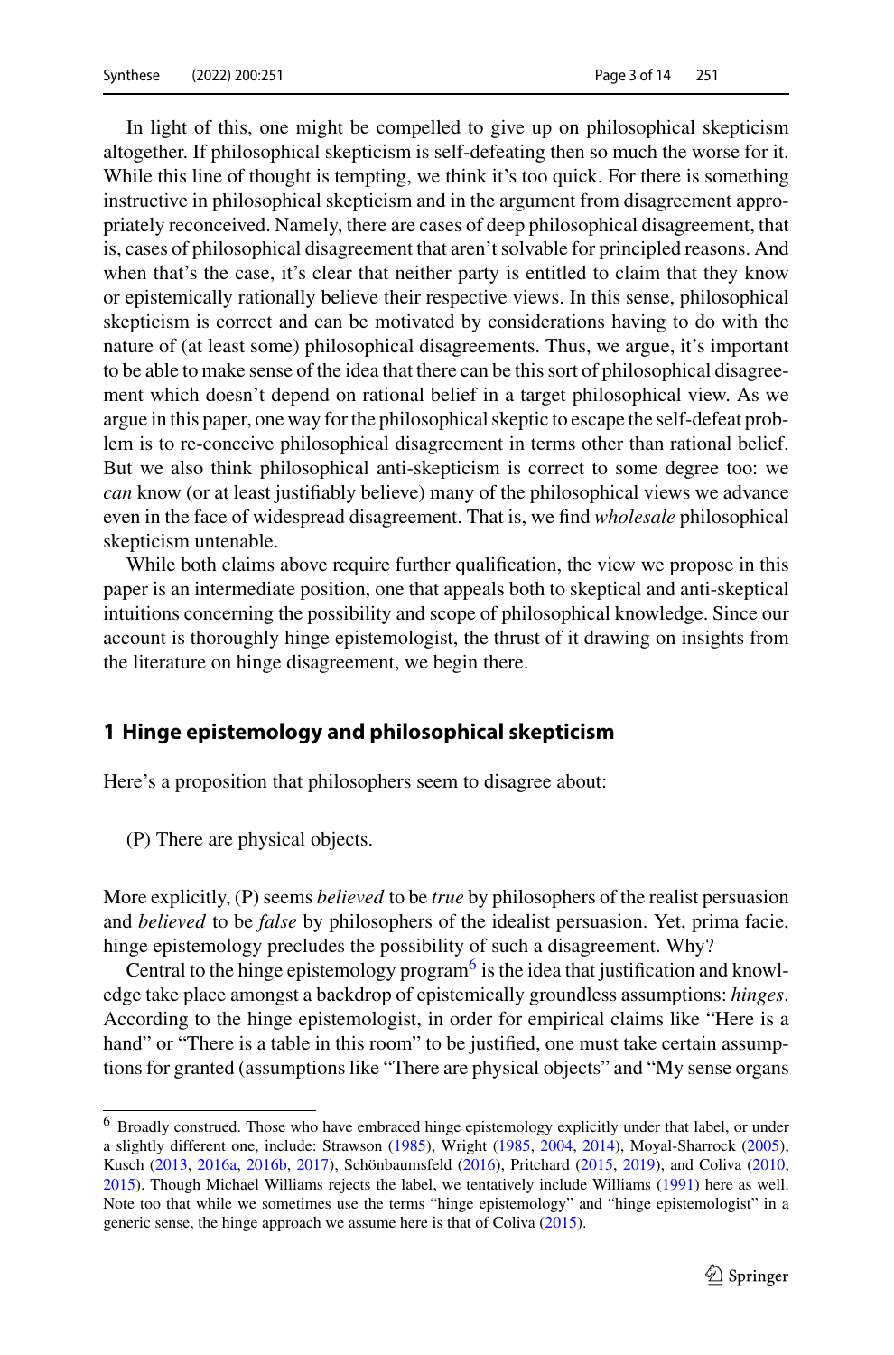In light of this, one might be compelled to give up on philosophical skepticism altogether. If philosophical skepticism is self-defeating then so much the worse for it. While this line of thought is tempting, we think it's too quick. For there is something instructive in philosophical skepticism and in the argument from disagreement appropriately reconceived. Namely, there are cases of deep philosophical disagreement, that is, cases of philosophical disagreement that aren't solvable for principled reasons. And when that's the case, it's clear that neither party is entitled to claim that they know or epistemically rationally believe their respective views. In this sense, philosophical skepticism is correct and can be motivated by considerations having to do with the nature of (at least some) philosophical disagreements. Thus, we argue, it's important to be able to make sense of the idea that there can be this sort of philosophical disagreement which doesn't depend on rational belief in a target philosophical view. As we argue in this paper, one way for the philosophical skeptic to escape the self-defeat problem is to re-conceive philosophical disagreement in terms other than rational belief. But we also think philosophical anti-skepticism is correct to some degree too: we *can* know (or at least justifiably believe) many of the philosophical views we advance even in the face of widespread disagreement. That is, we find *wholesale* philosophical skepticism untenable.

While both claims above require further qualification, the view we propose in this paper is an intermediate position, one that appeals both to skeptical and anti-skeptical intuitions concerning the possibility and scope of philosophical knowledge. Since our account is thoroughly hinge epistemologist, the thrust of it drawing on insights from the literature on hinge disagreement, we begin there.

## 1 Hinge epistemology and philosophical skepticism

Here's a proposition that philosophers seem to disagree about:

(P) There are physical objects.

More explicitly, (P) seems *believed* to be *true* by philosophers of the realist persuasion and *believed* to be *false* by philosophers of the idealist persuasion. Yet, prima facie, hinge epistemology precludes the possibility of such a disagreement. Why?

Central to the hinge epistemology program[6] is the idea that justification and knowledge take place amongst a backdrop of epistemically groundless assumptions: *hinges*. According to the hinge epistemologist, in order for empirical claims like "Here is a hand" or "There is a table in this room" to be justified, one must take certain assumptions for granted (assumptions like "There are physical objects" and "My sense organs

---

[6] Broadly construed. Those who have embraced hinge epistemology explicitly under that label, or under a slightly different one, include: Strawson (1985), Wright (1985, 2004, 2014), Moyal-Sharrock (2005), Kusch (2013, 2016a, 2016b, 2017), Schönbaumsfeld (2016), Pritchard (2015, 2019), and Coliva (2010, 2015). Though Michael Williams rejects the label, we tentatively include Williams (1991) here as well. Note too that while we sometimes use the terms "hinge epistemology" and "hinge epistemologist" in a generic sense, the hinge approach we assume here is that of Coliva (2015).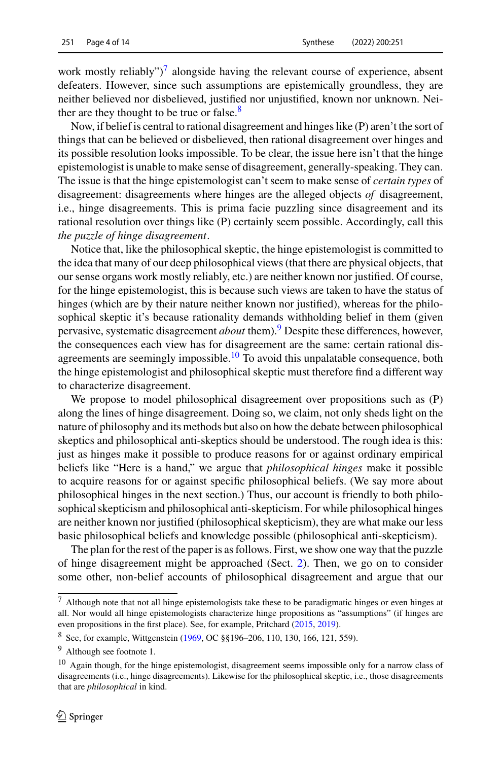work mostly reliably")[7] alongside having the relevant course of experience, absent defeaters. However, since such assumptions are epistemically groundless, they are neither believed nor disbelieved, justified nor unjustified, known nor unknown. Neither are they thought to be true or false.[8]

Now, if belief is central to rational disagreement and hinges like (P) aren't the sort of things that can be believed or disbelieved, then rational disagreement over hinges and its possible resolution looks impossible. To be clear, the issue here isn't that the hinge epistemologist is unable to make sense of disagreement, generally-speaking. They can. The issue is that the hinge epistemologist can't seem to make sense of *certain types* of disagreement: disagreements where hinges are the alleged objects *of* disagreement, i.e., hinge disagreements. This is prima facie puzzling since disagreement and its rational resolution over things like (P) certainly seem possible. Accordingly, call this *the puzzle of hinge disagreement*.

Notice that, like the philosophical skeptic, the hinge epistemologist is committed to the idea that many of our deep philosophical views (that there are physical objects, that our sense organs work mostly reliably, etc.) are neither known nor justified. Of course, for the hinge epistemologist, this is because such views are taken to have the status of hinges (which are by their nature neither known nor justified), whereas for the philosophical skeptic it's because rationality demands withholding belief in them (given pervasive, systematic disagreement *about* them).[9] Despite these differences, however, the consequences each view has for disagreement are the same: certain rational disagreements are seemingly impossible.[10] To avoid this unpalatable consequence, both the hinge epistemologist and philosophical skeptic must therefore find a different way to characterize disagreement.

We propose to model philosophical disagreement over propositions such as (P) along the lines of hinge disagreement. Doing so, we claim, not only sheds light on the nature of philosophy and its methods but also on how the debate between philosophical skeptics and philosophical anti-skeptics should be understood. The rough idea is this: just as hinges make it possible to produce reasons for or against ordinary empirical beliefs like "Here is a hand," we argue that *philosophical hinges* make it possible to acquire reasons for or against specific philosophical beliefs. (We say more about philosophical hinges in the next section.) Thus, our account is friendly to both philosophical skepticism and philosophical anti-skepticism. For while philosophical hinges are neither known nor justified (philosophical skepticism), they are what make our less basic philosophical beliefs and knowledge possible (philosophical anti-skepticism).

The plan for the rest of the paper is as follows. First, we show one way that the puzzle of hinge disagreement might be approached (Sect. 2). Then, we go on to consider some other, non-belief accounts of philosophical disagreement and argue that our

---

[7] Although note that not all hinge epistemologists take these to be paradigmatic hinges or even hinges at all. Nor would all hinge epistemologists characterize hinge propositions as "assumptions" (if hinges are even propositions in the first place). See, for example, Pritchard (2015, 2019).

[8] See, for example, Wittgenstein (1969, OC §§196–206, 110, 130, 166, 121, 559).

[9] Although see footnote 1.

[10] Again though, for the hinge epistemologist, disagreement seems impossible only for a narrow class of disagreements (i.e., hinge disagreements). Likewise for the philosophical skeptic, i.e., those disagreements that are *philosophical* in kind.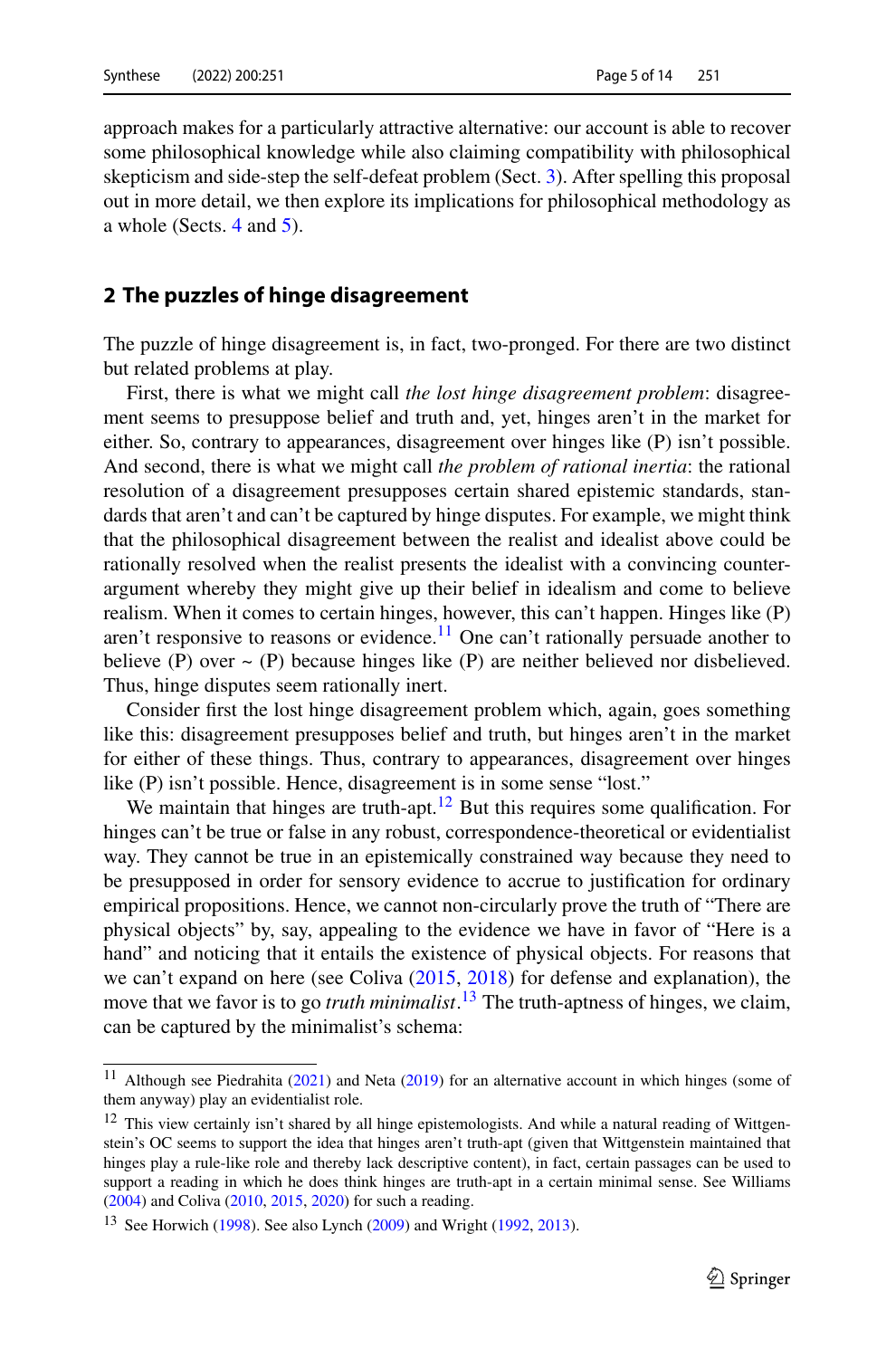approach makes for a particularly attractive alternative: our account is able to recover some philosophical knowledge while also claiming compatibility with philosophical skepticism and side-step the self-defeat problem (Sect. 3). After spelling this proposal out in more detail, we then explore its implications for philosophical methodology as a whole (Sects. 4 and 5).

## 2 The puzzles of hinge disagreement

The puzzle of hinge disagreement is, in fact, two-pronged. For there are two distinct but related problems at play.

First, there is what we might call *the lost hinge disagreement problem*: disagreement seems to presuppose belief and truth and, yet, hinges aren't in the market for either. So, contrary to appearances, disagreement over hinges like (P) isn't possible. And second, there is what we might call *the problem of rational inertia*: the rational resolution of a disagreement presupposes certain shared epistemic standards, standards that aren't and can't be captured by hinge disputes. For example, we might think that the philosophical disagreement between the realist and idealist above could be rationally resolved when the realist presents the idealist with a convincing counterargument whereby they might give up their belief in idealism and come to believe realism. When it comes to certain hinges, however, this can't happen. Hinges like (P) aren't responsive to reasons or evidence.[11] One can't rationally persuade another to believe (P) over ~ (P) because hinges like (P) are neither believed nor disbelieved. Thus, hinge disputes seem rationally inert.

Consider first the lost hinge disagreement problem which, again, goes something like this: disagreement presupposes belief and truth, but hinges aren't in the market for either of these things. Thus, contrary to appearances, disagreement over hinges like (P) isn't possible. Hence, disagreement is in some sense "lost."

We maintain that hinges are truth-apt.[12] But this requires some qualification. For hinges can't be true or false in any robust, correspondence-theoretical or evidentialist way. They cannot be true in an epistemically constrained way because they need to be presupposed in order for sensory evidence to accrue to justification for ordinary empirical propositions. Hence, we cannot non-circularly prove the truth of "There are physical objects" by, say, appealing to the evidence we have in favor of "Here is a hand" and noticing that it entails the existence of physical objects. For reasons that we can't expand on here (see Coliva (2015, 2018) for defense and explanation), the move that we favor is to go *truth minimalist*.[13] The truth-aptness of hinges, we claim, can be captured by the minimalist's schema:

---

[11] Although see Piedrahita (2021) and Neta (2019) for an alternative account in which hinges (some of them anyway) play an evidentialist role.

[12] This view certainly isn't shared by all hinge epistemologists. And while a natural reading of Wittgenstein's OC seems to support the idea that hinges aren't truth-apt (given that Wittgenstein maintained that hinges play a rule-like role and thereby lack descriptive content), in fact, certain passages can be used to support a reading in which he does think hinges are truth-apt in a certain minimal sense. See Williams (2004) and Coliva (2010, 2015, 2020) for such a reading.

[13] See Horwich (1998). See also Lynch (2009) and Wright (1992, 2013).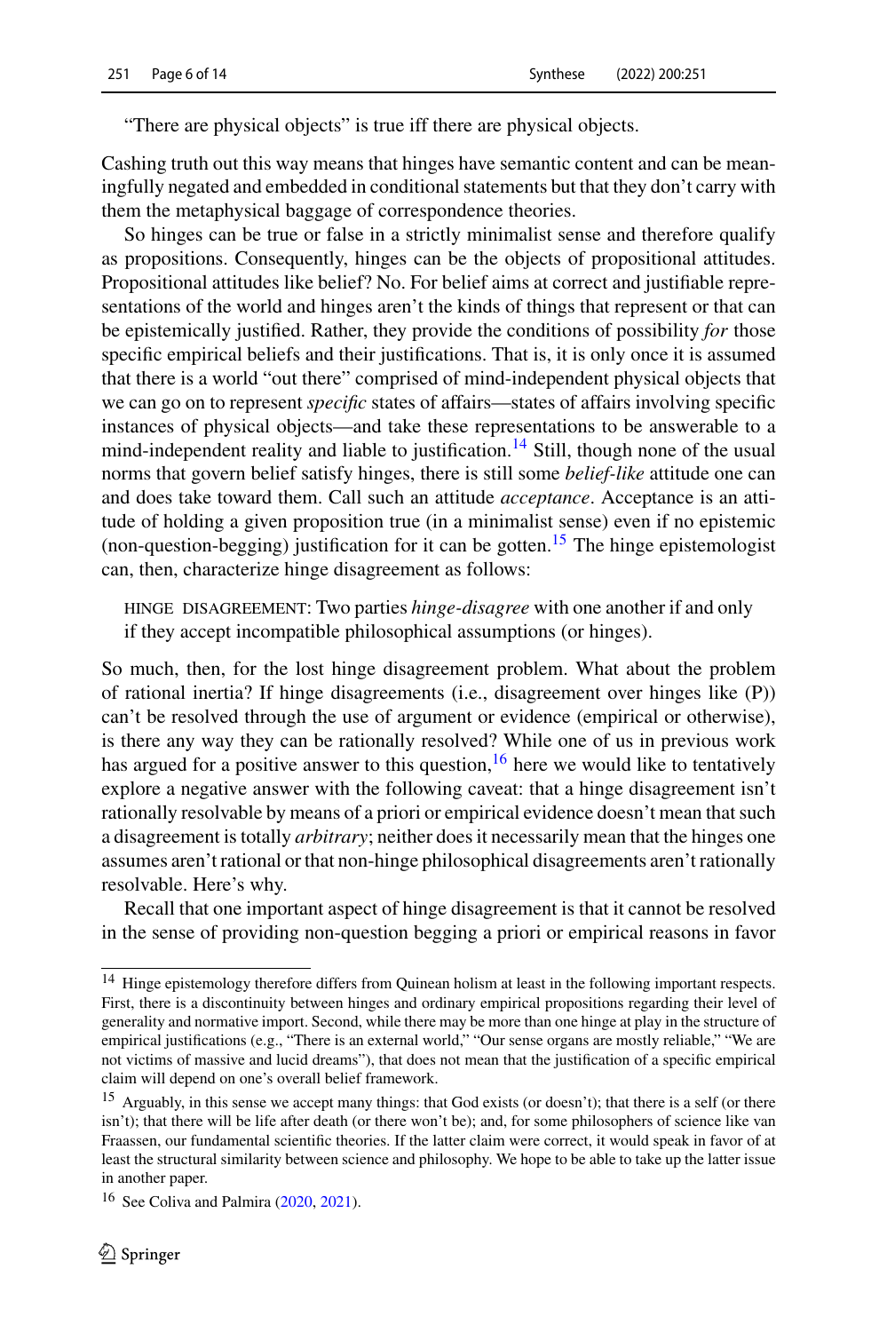"There are physical objects" is true iff there are physical objects.

Cashing truth out this way means that hinges have semantic content and can be meaningfully negated and embedded in conditional statements but that they don't carry with them the metaphysical baggage of correspondence theories.

So hinges can be true or false in a strictly minimalist sense and therefore qualify as propositions. Consequently, hinges can be the objects of propositional attitudes. Propositional attitudes like belief? No. For belief aims at correct and justifiable representations of the world and hinges aren't the kinds of things that represent or that can be epistemically justified. Rather, they provide the conditions of possibility *for* those specific empirical beliefs and their justifications. That is, it is only once it is assumed that there is a world "out there" comprised of mind-independent physical objects that we can go on to represent *specific* states of affairs—states of affairs involving specific instances of physical objects—and take these representations to be answerable to a mind-independent reality and liable to justification.[14] Still, though none of the usual norms that govern belief satisfy hinges, there is still some *belief-like* attitude one can and does take toward them. Call such an attitude *acceptance*. Acceptance is an attitude of holding a given proposition true (in a minimalist sense) even if no epistemic (non-question-begging) justification for it can be gotten.[15] The hinge epistemologist can, then, characterize hinge disagreement as follows:

> HINGE DISAGREEMENT: Two parties *hinge-disagree* with one another if and only if they accept incompatible philosophical assumptions (or hinges).

So much, then, for the lost hinge disagreement problem. What about the problem of rational inertia? If hinge disagreements (i.e., disagreement over hinges like (P)) can't be resolved through the use of argument or evidence (empirical or otherwise), is there any way they can be rationally resolved? While one of us in previous work has argued for a positive answer to this question,[16] here we would like to tentatively explore a negative answer with the following caveat: that a hinge disagreement isn't rationally resolvable by means of a priori or empirical evidence doesn't mean that such a disagreement is totally *arbitrary*; neither does it necessarily mean that the hinges one assumes aren't rational or that non-hinge philosophical disagreements aren't rationally resolvable. Here's why.

Recall that one important aspect of hinge disagreement is that it cannot be resolved in the sense of providing non-question begging a priori or empirical reasons in favor

---

[14] Hinge epistemology therefore differs from Quinean holism at least in the following important respects. First, there is a discontinuity between hinges and ordinary empirical propositions regarding their level of generality and normative import. Second, while there may be more than one hinge at play in the structure of empirical justifications (e.g., "There is an external world," "Our sense organs are mostly reliable," "We are not victims of massive and lucid dreams"), that does not mean that the justification of a specific empirical claim will depend on one's overall belief framework.

[15] Arguably, in this sense we accept many things: that God exists (or doesn't); that there is a self (or there isn't); that there will be life after death (or there won't be); and, for some philosophers of science like van Fraassen, our fundamental scientific theories. If the latter claim were correct, it would speak in favor of at least the structural similarity between science and philosophy. We hope to be able to take up the latter issue in another paper.

[16] See Coliva and Palmira (2020, 2021).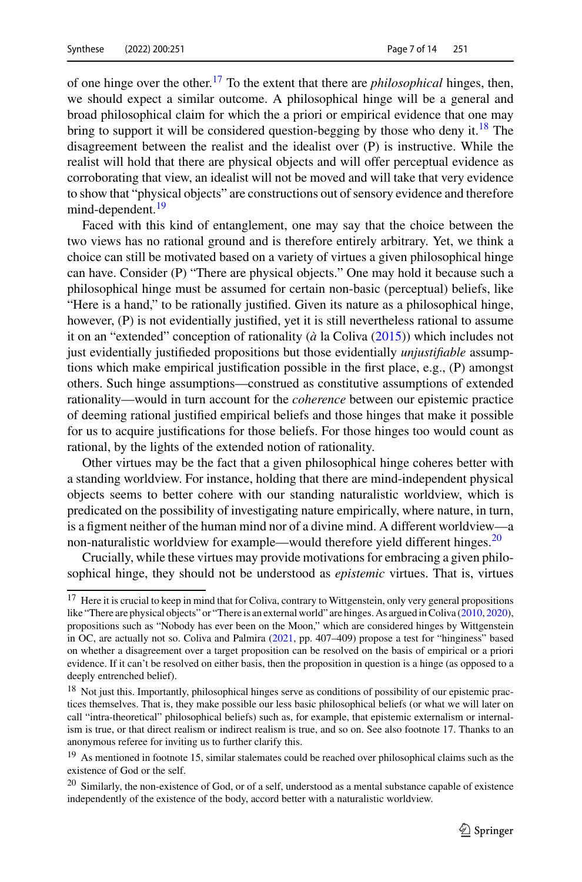of one hinge over the other.[17] To the extent that there are *philosophical* hinges, then, we should expect a similar outcome. A philosophical hinge will be a general and broad philosophical claim for which the a priori or empirical evidence that one may bring to support it will be considered question-begging by those who deny it.[18] The disagreement between the realist and the idealist over (P) is instructive. While the realist will hold that there are physical objects and will offer perceptual evidence as corroborating that view, an idealist will not be moved and will take that very evidence to show that "physical objects" are constructions out of sensory evidence and therefore mind-dependent.[19]

Faced with this kind of entanglement, one may say that the choice between the two views has no rational ground and is therefore entirely arbitrary. Yet, we think a choice can still be motivated based on a variety of virtues a given philosophical hinge can have. Consider (P) "There are physical objects." One may hold it because such a philosophical hinge must be assumed for certain non-basic (perceptual) beliefs, like "Here is a hand," to be rationally justified. Given its nature as a philosophical hinge, however, (P) is not evidentially justified, yet it is still nevertheless rational to assume it on an "extended" conception of rationality (*à* la Coliva (2015)) which includes not just evidentially justifieded propositions but those evidentially *unjustifiable* assumptions which make empirical justification possible in the first place, e.g., (P) amongst others. Such hinge assumptions—construed as constitutive assumptions of extended rationality—would in turn account for the *coherence* between our epistemic practice of deeming rational justified empirical beliefs and those hinges that make it possible for us to acquire justifications for those beliefs. For those hinges too would count as rational, by the lights of the extended notion of rationality.

Other virtues may be the fact that a given philosophical hinge coheres better with a standing worldview. For instance, holding that there are mind-independent physical objects seems to better cohere with our standing naturalistic worldview, which is predicated on the possibility of investigating nature empirically, where nature, in turn, is a figment neither of the human mind nor of a divine mind. A different worldview—a non-naturalistic worldview for example—would therefore yield different hinges.[20]

Crucially, while these virtues may provide motivations for embracing a given philosophical hinge, they should not be understood as *epistemic* virtues. That is, virtues

---

[17] Here it is crucial to keep in mind that for Coliva, contrary to Wittgenstein, only very general propositions like "There are physical objects" or "There is an external world" are hinges. As argued in Coliva (2010, 2020), propositions such as "Nobody has ever been on the Moon," which are considered hinges by Wittgenstein in OC, are actually not so. Coliva and Palmira (2021, pp. 407–409) propose a test for "hinginess" based on whether a disagreement over a target proposition can be resolved on the basis of empirical or a priori evidence. If it can't be resolved on either basis, then the proposition in question is a hinge (as opposed to a deeply entrenched belief).

[18] Not just this. Importantly, philosophical hinges serve as conditions of possibility of our epistemic practices themselves. That is, they make possible our less basic philosophical beliefs (or what we will later on call "intra-theoretical" philosophical beliefs) such as, for example, that epistemic externalism or internalism is true, or that direct realism or indirect realism is true, and so on. See also footnote 17. Thanks to an anonymous referee for inviting us to further clarify this.

[19] As mentioned in footnote 15, similar stalemates could be reached over philosophical claims such as the existence of God or the self.

[20] Similarly, the non-existence of God, or of a self, understood as a mental substance capable of existence independently of the existence of the body, accord better with a naturalistic worldview.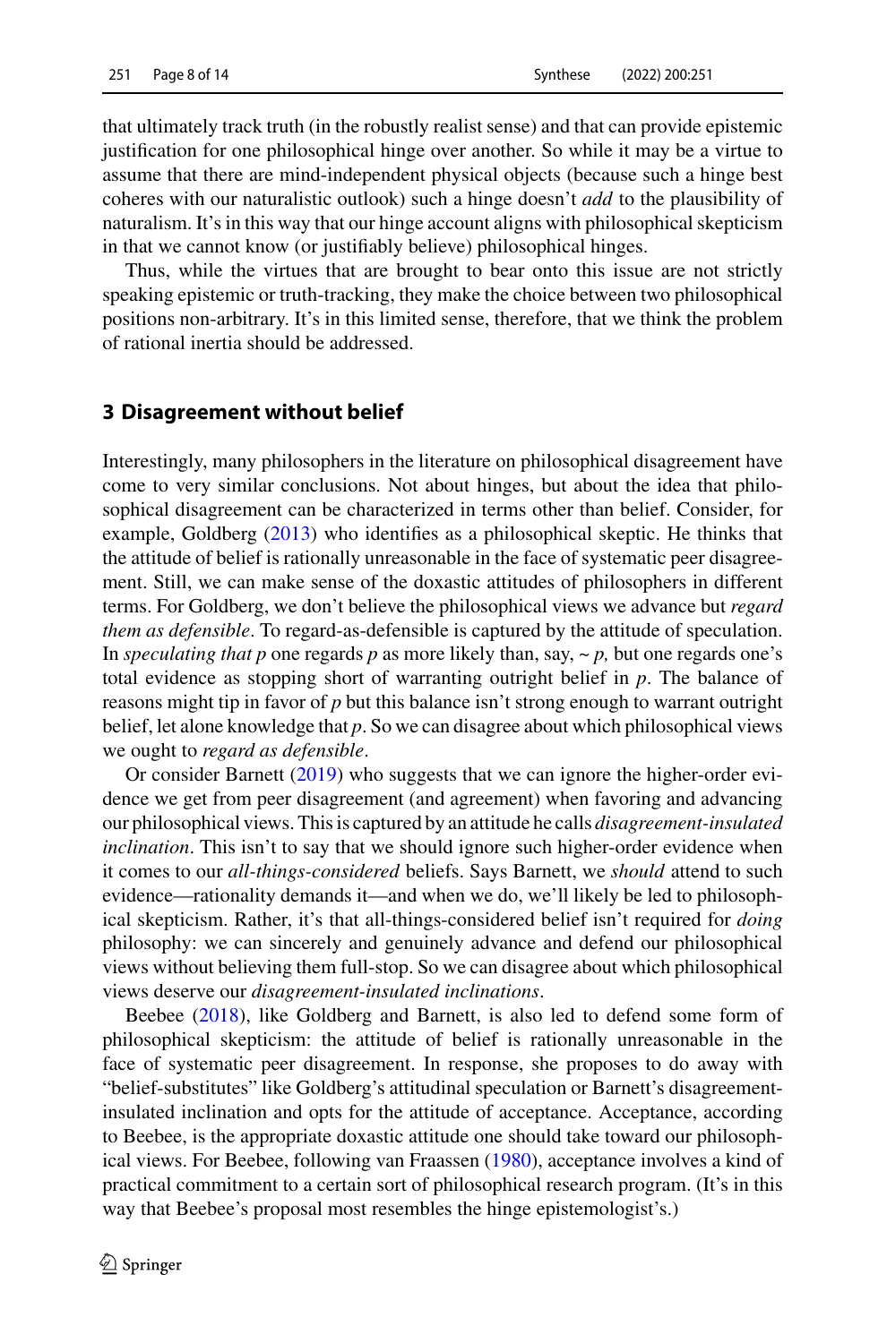that ultimately track truth (in the robustly realist sense) and that can provide epistemic justification for one philosophical hinge over another. So while it may be a virtue to assume that there are mind-independent physical objects (because such a hinge best coheres with our naturalistic outlook) such a hinge doesn't *add* to the plausibility of naturalism. It's in this way that our hinge account aligns with philosophical skepticism in that we cannot know (or justifiably believe) philosophical hinges.

Thus, while the virtues that are brought to bear onto this issue are not strictly speaking epistemic or truth-tracking, they make the choice between two philosophical positions non-arbitrary. It's in this limited sense, therefore, that we think the problem of rational inertia should be addressed.

## 3 Disagreement without belief

Interestingly, many philosophers in the literature on philosophical disagreement have come to very similar conclusions. Not about hinges, but about the idea that philosophical disagreement can be characterized in terms other than belief. Consider, for example, Goldberg (2013) who identifies as a philosophical skeptic. He thinks that the attitude of belief is rationally unreasonable in the face of systematic peer disagreement. Still, we can make sense of the doxastic attitudes of philosophers in different terms. For Goldberg, we don't believe the philosophical views we advance but *regard them as defensible*. To regard-as-defensible is captured by the attitude of speculation. In *speculating that p* one regards *p* as more likely than, say, ~ *p,* but one regards one's total evidence as stopping short of warranting outright belief in *p*. The balance of reasons might tip in favor of *p* but this balance isn't strong enough to warrant outright belief, let alone knowledge that *p*. So we can disagree about which philosophical views we ought to *regard as defensible*.

Or consider Barnett (2019) who suggests that we can ignore the higher-order evidence we get from peer disagreement (and agreement) when favoring and advancing our philosophical views. This is captured by an attitude he calls *disagreement-insulated inclination*. This isn't to say that we should ignore such higher-order evidence when it comes to our *all-things-considered* beliefs. Says Barnett, we *should* attend to such evidence—rationality demands it—and when we do, we'll likely be led to philosophical skepticism. Rather, it's that all-things-considered belief isn't required for *doing* philosophy: we can sincerely and genuinely advance and defend our philosophical views without believing them full-stop. So we can disagree about which philosophical views deserve our *disagreement-insulated inclinations*.

Beebee (2018), like Goldberg and Barnett, is also led to defend some form of philosophical skepticism: the attitude of belief is rationally unreasonable in the face of systematic peer disagreement. In response, she proposes to do away with "belief-substitutes" like Goldberg's attitudinal speculation or Barnett's disagreement-insulated inclination and opts for the attitude of acceptance. Acceptance, according to Beebee, is the appropriate doxastic attitude one should take toward our philosophical views. For Beebee, following van Fraassen (1980), acceptance involves a kind of practical commitment to a certain sort of philosophical research program. (It's in this way that Beebee's proposal most resembles the hinge epistemologist's.)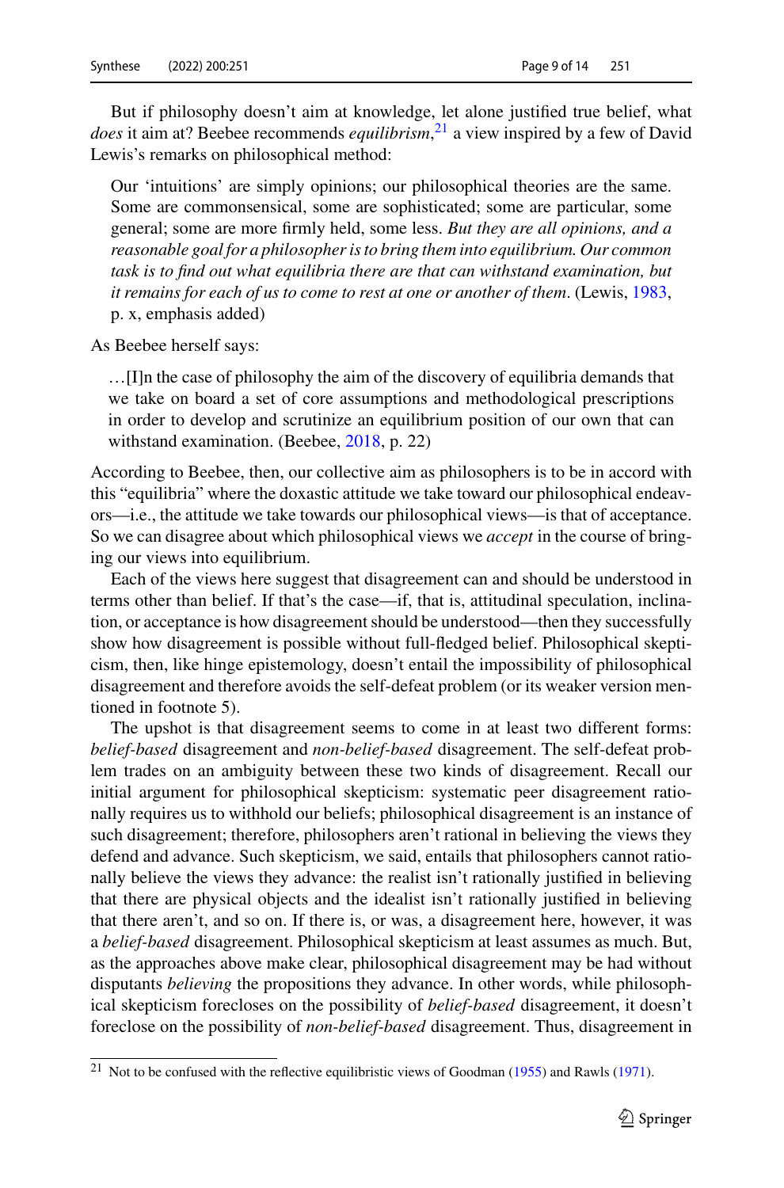But if philosophy doesn't aim at knowledge, let alone justified true belief, what *does* it aim at? Beebee recommends *equilibrism*,[21] a view inspired by a few of David Lewis's remarks on philosophical method:

> Our 'intuitions' are simply opinions; our philosophical theories are the same. Some are commonsensical, some are sophisticated; some are particular, some general; some are more firmly held, some less. *But they are all opinions, and a reasonable goal for a philosopher is to bring them into equilibrium. Our common task is to find out what equilibria there are that can withstand examination, but it remains for each of us to come to rest at one or another of them*. (Lewis, 1983, p. x, emphasis added)

As Beebee herself says:

> …[I]n the case of philosophy the aim of the discovery of equilibria demands that we take on board a set of core assumptions and methodological prescriptions in order to develop and scrutinize an equilibrium position of our own that can withstand examination. (Beebee, 2018, p. 22)

According to Beebee, then, our collective aim as philosophers is to be in accord with this "equilibria" where the doxastic attitude we take toward our philosophical endeavors—i.e., the attitude we take towards our philosophical views—is that of acceptance. So we can disagree about which philosophical views we *accept* in the course of bringing our views into equilibrium.

Each of the views here suggest that disagreement can and should be understood in terms other than belief. If that's the case—if, that is, attitudinal speculation, inclination, or acceptance is how disagreement should be understood—then they successfully show how disagreement is possible without full-fledged belief. Philosophical skepticism, then, like hinge epistemology, doesn't entail the impossibility of philosophical disagreement and therefore avoids the self-defeat problem (or its weaker version mentioned in footnote 5).

The upshot is that disagreement seems to come in at least two different forms: *belief-based* disagreement and *non-belief-based* disagreement. The self-defeat problem trades on an ambiguity between these two kinds of disagreement. Recall our initial argument for philosophical skepticism: systematic peer disagreement rationally requires us to withhold our beliefs; philosophical disagreement is an instance of such disagreement; therefore, philosophers aren't rational in believing the views they defend and advance. Such skepticism, we said, entails that philosophers cannot rationally believe the views they advance: the realist isn't rationally justified in believing that there are physical objects and the idealist isn't rationally justified in believing that there aren't, and so on. If there is, or was, a disagreement here, however, it was a *belief-based* disagreement. Philosophical skepticism at least assumes as much. But, as the approaches above make clear, philosophical disagreement may be had without disputants *believing* the propositions they advance. In other words, while philosophical skepticism forecloses on the possibility of *belief-based* disagreement, it doesn't foreclose on the possibility of *non-belief-based* disagreement. Thus, disagreement in

---

[21] Not to be confused with the reflective equilibristic views of Goodman (1955) and Rawls (1971).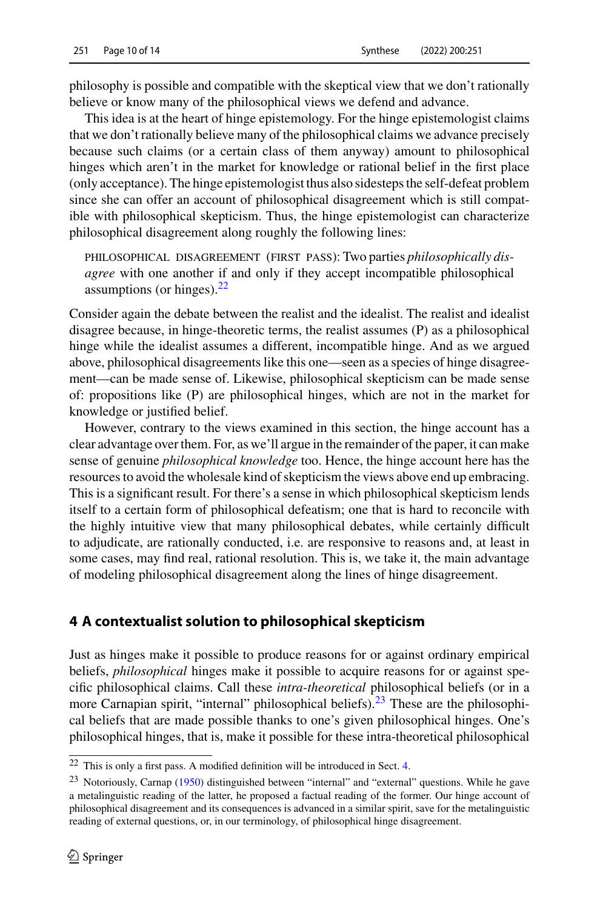philosophy is possible and compatible with the skeptical view that we don't rationally believe or know many of the philosophical views we defend and advance.

This idea is at the heart of hinge epistemology. For the hinge epistemologist claims that we don't rationally believe many of the philosophical claims we advance precisely because such claims (or a certain class of them anyway) amount to philosophical hinges which aren't in the market for knowledge or rational belief in the first place (only acceptance). The hinge epistemologist thus also sidesteps the self-defeat problem since she can offer an account of philosophical disagreement which is still compatible with philosophical skepticism. Thus, the hinge epistemologist can characterize philosophical disagreement along roughly the following lines:

> PHILOSOPHICAL DISAGREEMENT (FIRST PASS): Two parties *philosophically disagree* with one another if and only if they accept incompatible philosophical assumptions (or hinges).[22]

Consider again the debate between the realist and the idealist. The realist and idealist disagree because, in hinge-theoretic terms, the realist assumes (P) as a philosophical hinge while the idealist assumes a different, incompatible hinge. And as we argued above, philosophical disagreements like this one—seen as a species of hinge disagreement—can be made sense of. Likewise, philosophical skepticism can be made sense of: propositions like (P) are philosophical hinges, which are not in the market for knowledge or justified belief.

However, contrary to the views examined in this section, the hinge account has a clear advantage over them. For, as we'll argue in the remainder of the paper, it can make sense of genuine *philosophical knowledge* too. Hence, the hinge account here has the resources to avoid the wholesale kind of skepticism the views above end up embracing. This is a significant result. For there's a sense in which philosophical skepticism lends itself to a certain form of philosophical defeatism; one that is hard to reconcile with the highly intuitive view that many philosophical debates, while certainly difficult to adjudicate, are rationally conducted, i.e. are responsive to reasons and, at least in some cases, may find real, rational resolution. This is, we take it, the main advantage of modeling philosophical disagreement along the lines of hinge disagreement.

## 4 A contextualist solution to philosophical skepticism

Just as hinges make it possible to produce reasons for or against ordinary empirical beliefs, *philosophical* hinges make it possible to acquire reasons for or against specific philosophical claims. Call these *intra-theoretical* philosophical beliefs (or in a more Carnapian spirit, "internal" philosophical beliefs).[23] These are the philosophical beliefs that are made possible thanks to one's given philosophical hinges. One's philosophical hinges, that is, make it possible for these intra-theoretical philosophical

---

[22] This is only a first pass. A modified definition will be introduced in Sect. 4.

[23] Notoriously, Carnap (1950) distinguished between "internal" and "external" questions. While he gave a metalinguistic reading of the latter, he proposed a factual reading of the former. Our hinge account of philosophical disagreement and its consequences is advanced in a similar spirit, save for the metalinguistic reading of external questions, or, in our terminology, of philosophical hinge disagreement.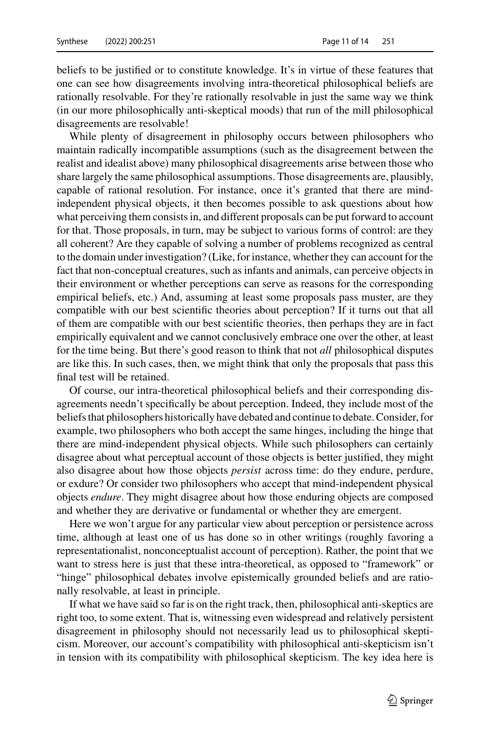beliefs to be justified or to constitute knowledge. It's in virtue of these features that one can see how disagreements involving intra-theoretical philosophical beliefs are rationally resolvable. For they're rationally resolvable in just the same way we think (in our more philosophically anti-skeptical moods) that run of the mill philosophical disagreements are resolvable!

While plenty of disagreement in philosophy occurs between philosophers who maintain radically incompatible assumptions (such as the disagreement between the realist and idealist above) many philosophical disagreements arise between those who share largely the same philosophical assumptions. Those disagreements are, plausibly, capable of rational resolution. For instance, once it's granted that there are mind-independent physical objects, it then becomes possible to ask questions about how what perceiving them consists in, and different proposals can be put forward to account for that. Those proposals, in turn, may be subject to various forms of control: are they all coherent? Are they capable of solving a number of problems recognized as central to the domain under investigation? (Like, for instance, whether they can account for the fact that non-conceptual creatures, such as infants and animals, can perceive objects in their environment or whether perceptions can serve as reasons for the corresponding empirical beliefs, etc.) And, assuming at least some proposals pass muster, are they compatible with our best scientific theories about perception? If it turns out that all of them are compatible with our best scientific theories, then perhaps they are in fact empirically equivalent and we cannot conclusively embrace one over the other, at least for the time being. But there's good reason to think that not *all* philosophical disputes are like this. In such cases, then, we might think that only the proposals that pass this final test will be retained.

Of course, our intra-theoretical philosophical beliefs and their corresponding disagreements needn't specifically be about perception. Indeed, they include most of the beliefs that philosophers historically have debated and continue to debate. Consider, for example, two philosophers who both accept the same hinges, including the hinge that there are mind-independent physical objects. While such philosophers can certainly disagree about what perceptual account of those objects is better justified, they might also disagree about how those objects *persist* across time: do they endure, perdure, or exdure? Or consider two philosophers who accept that mind-independent physical objects *endure*. They might disagree about how those enduring objects are composed and whether they are derivative or fundamental or whether they are emergent.

Here we won't argue for any particular view about perception or persistence across time, although at least one of us has done so in other writings (roughly favoring a representationalist, nonconceptualist account of perception). Rather, the point that we want to stress here is just that these intra-theoretical, as opposed to "framework" or "hinge" philosophical debates involve epistemically grounded beliefs and are rationally resolvable, at least in principle.

If what we have said so far is on the right track, then, philosophical anti-skeptics are right too, to some extent. That is, witnessing even widespread and relatively persistent disagreement in philosophy should not necessarily lead us to philosophical skepticism. Moreover, our account's compatibility with philosophical anti-skepticism isn't in tension with its compatibility with philosophical skepticism. The key idea here is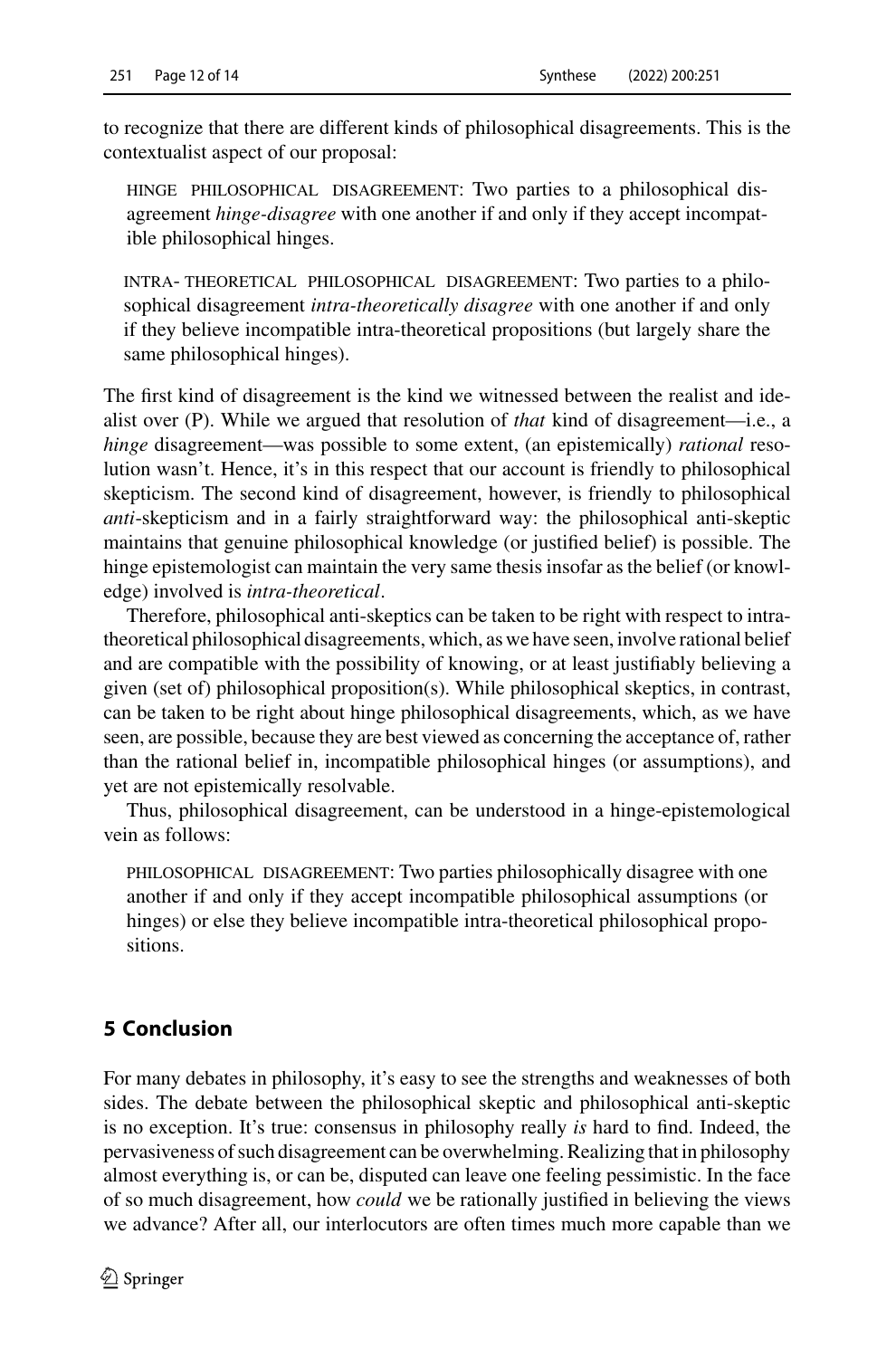to recognize that there are different kinds of philosophical disagreements. This is the contextualist aspect of our proposal:

> HINGE PHILOSOPHICAL DISAGREEMENT: Two parties to a philosophical disagreement *hinge-disagree* with one another if and only if they accept incompatible philosophical hinges.

> INTRA-THEORETICAL PHILOSOPHICAL DISAGREEMENT: Two parties to a philosophical disagreement *intra-theoretically disagree* with one another if and only if they believe incompatible intra-theoretical propositions (but largely share the same philosophical hinges).

The first kind of disagreement is the kind we witnessed between the realist and idealist over (P). While we argued that resolution of *that* kind of disagreement—i.e., a *hinge* disagreement—was possible to some extent, (an epistemically) *rational* resolution wasn't. Hence, it's in this respect that our account is friendly to philosophical skepticism. The second kind of disagreement, however, is friendly to philosophical *anti*-skepticism and in a fairly straightforward way: the philosophical anti-skeptic maintains that genuine philosophical knowledge (or justified belief) is possible. The hinge epistemologist can maintain the very same thesis insofar as the belief (or knowledge) involved is *intra-theoretical*.

Therefore, philosophical anti-skeptics can be taken to be right with respect to intra-theoretical philosophical disagreements, which, as we have seen, involve rational belief and are compatible with the possibility of knowing, or at least justifiably believing a given (set of) philosophical proposition(s). While philosophical skeptics, in contrast, can be taken to be right about hinge philosophical disagreements, which, as we have seen, are possible, because they are best viewed as concerning the acceptance of, rather than the rational belief in, incompatible philosophical hinges (or assumptions), and yet are not epistemically resolvable.

Thus, philosophical disagreement, can be understood in a hinge-epistemological vein as follows:

> PHILOSOPHICAL DISAGREEMENT: Two parties philosophically disagree with one another if and only if they accept incompatible philosophical assumptions (or hinges) or else they believe incompatible intra-theoretical philosophical propositions.

## 5 Conclusion

For many debates in philosophy, it's easy to see the strengths and weaknesses of both sides. The debate between the philosophical skeptic and philosophical anti-skeptic is no exception. It's true: consensus in philosophy really *is* hard to find. Indeed, the pervasiveness of such disagreement can be overwhelming. Realizing that in philosophy almost everything is, or can be, disputed can leave one feeling pessimistic. In the face of so much disagreement, how *could* we be rationally justified in believing the views we advance? After all, our interlocutors are often times much more capable than we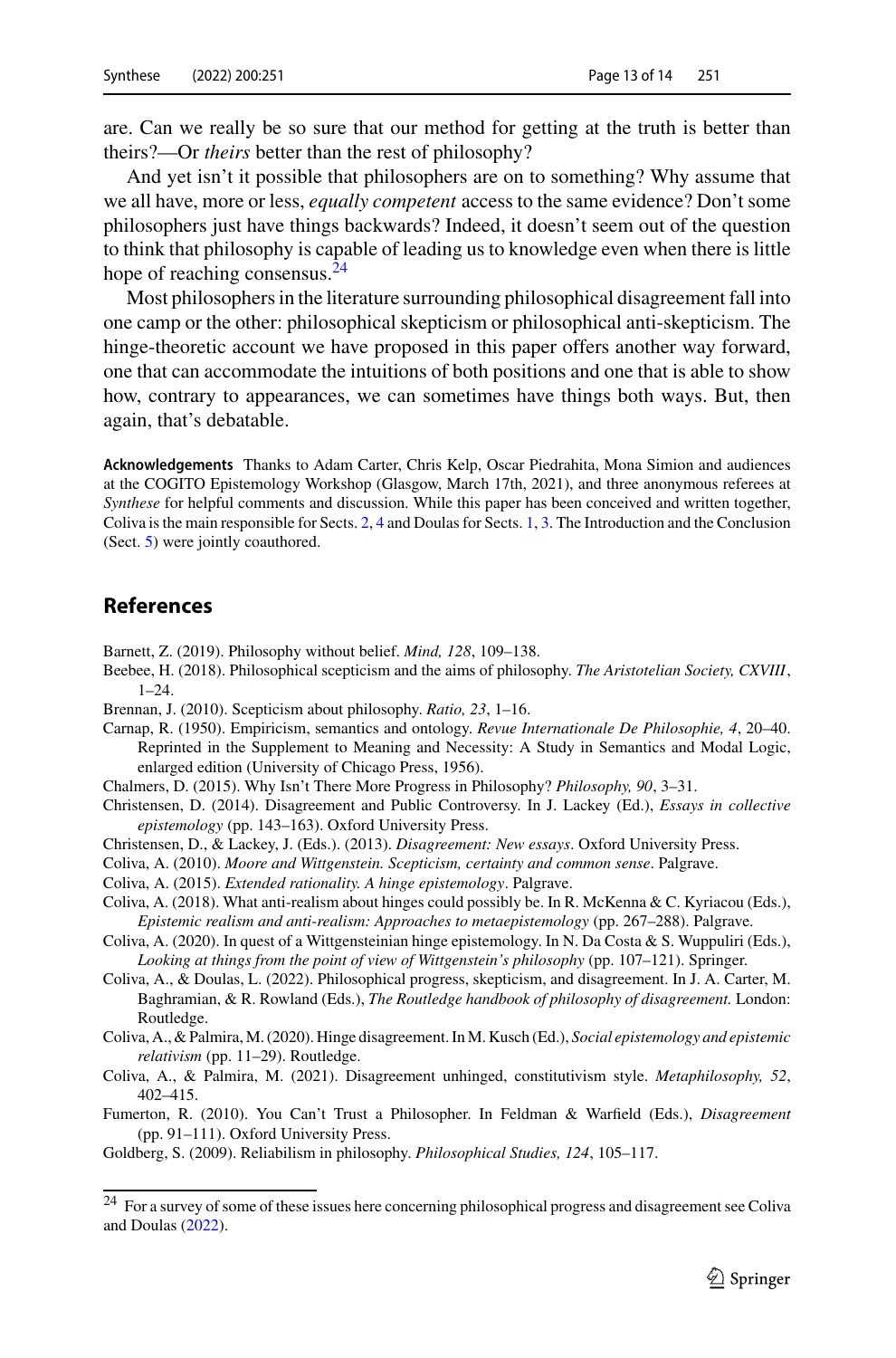are. Can we really be so sure that our method for getting at the truth is better than theirs?—Or *theirs* better than the rest of philosophy?

And yet isn't it possible that philosophers are on to something? Why assume that we all have, more or less, *equally competent* access to the same evidence? Don't some philosophers just have things backwards? Indeed, it doesn't seem out of the question to think that philosophy is capable of leading us to knowledge even when there is little hope of reaching consensus.[24]

Most philosophers in the literature surrounding philosophical disagreement fall into one camp or the other: philosophical skepticism or philosophical anti-skepticism. The hinge-theoretic account we have proposed in this paper offers another way forward, one that can accommodate the intuitions of both positions and one that is able to show how, contrary to appearances, we can sometimes have things both ways. But, then again, that's debatable.

**Acknowledgements** Thanks to Adam Carter, Chris Kelp, Oscar Piedrahita, Mona Simion and audiences at the COGITO Epistemology Workshop (Glasgow, March 17th, 2021), and three anonymous referees at *Synthese* for helpful comments and discussion. While this paper has been conceived and written together, Coliva is the main responsible for Sects. 2, 4 and Doulas for Sects. 1, 3. The Introduction and the Conclusion (Sect. 5) were jointly coauthored.

## References

Barnett, Z. (2019). Philosophy without belief. *Mind, 128*, 109–138.

Beebee, H. (2018). Philosophical scepticism and the aims of philosophy. *The Aristotelian Society, CXVIII*, 1–24.

Brennan, J. (2010). Scepticism about philosophy. *Ratio, 23*, 1–16.

Carnap, R. (1950). Empiricism, semantics and ontology. *Revue Internationale De Philosophie, 4*, 20–40. Reprinted in the Supplement to Meaning and Necessity: A Study in Semantics and Modal Logic, enlarged edition (University of Chicago Press, 1956).

Chalmers, D. (2015). Why Isn't There More Progress in Philosophy? *Philosophy, 90*, 3–31.

Christensen, D. (2014). Disagreement and Public Controversy. In J. Lackey (Ed.), *Essays in collective epistemology* (pp. 143–163). Oxford University Press.

Christensen, D., & Lackey, J. (Eds.). (2013). *Disagreement: New essays*. Oxford University Press.

Coliva, A. (2010). *Moore and Wittgenstein. Scepticism, certainty and common sense*. Palgrave.

Coliva, A. (2015). *Extended rationality. A hinge epistemology*. Palgrave.

Coliva, A. (2018). What anti-realism about hinges could possibly be. In R. McKenna & C. Kyriacou (Eds.), *Epistemic realism and anti-realism: Approaches to metaepistemology* (pp. 267–288). Palgrave.

Coliva, A. (2020). In quest of a Wittgensteinian hinge epistemology. In N. Da Costa & S. Wuppuliri (Eds.), *Looking at things from the point of view of Wittgenstein's philosophy* (pp. 107–121). Springer.

Coliva, A., & Doulas, L. (2022). Philosophical progress, skepticism, and disagreement. In J. A. Carter, M. Baghramian, & R. Rowland (Eds.), *The Routledge handbook of philosophy of disagreement.* London: Routledge.

Coliva, A., & Palmira, M. (2020). Hinge disagreement. In M. Kusch (Ed.), *Social epistemology and epistemic relativism* (pp. 11–29). Routledge.

Coliva, A., & Palmira, M. (2021). Disagreement unhinged, constitutivism style. *Metaphilosophy, 52*, 402–415.

Fumerton, R. (2010). You Can't Trust a Philosopher. In Feldman & Warfield (Eds.), *Disagreement* (pp. 91–111). Oxford University Press.

Goldberg, S. (2009). Reliabilism in philosophy. *Philosophical Studies, 124*, 105–117.

[24] For a survey of some of these issues here concerning philosophical progress and disagreement see Coliva and Doulas (2022).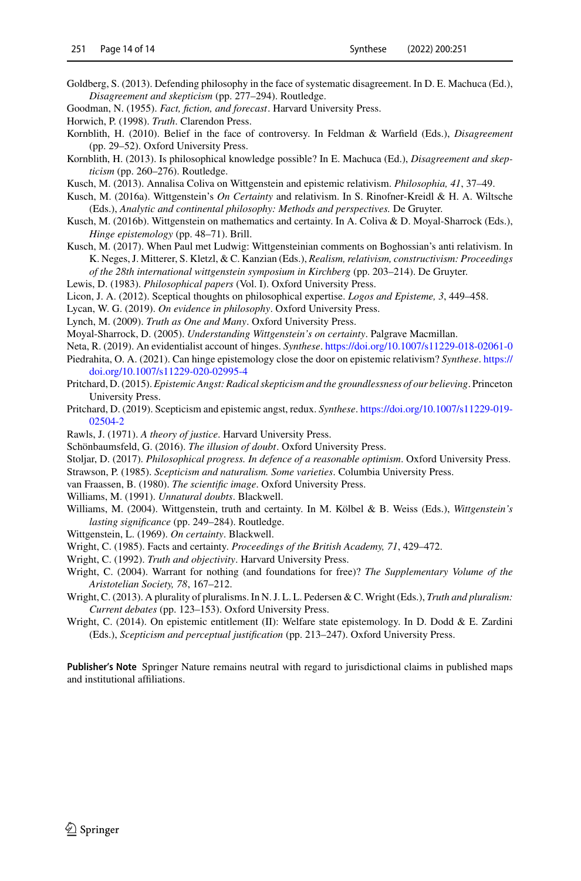Goldberg, S. (2013). Defending philosophy in the face of systematic disagreement. In D. E. Machuca (Ed.), *Disagreement and skepticism* (pp. 277–294). Routledge.

Goodman, N. (1955). *Fact, fiction, and forecast*. Harvard University Press.

Horwich, P. (1998). *Truth*. Clarendon Press.

Kornblith, H. (2010). Belief in the face of controversy. In Feldman & Warfield (Eds.), *Disagreement* (pp. 29–52). Oxford University Press.

Kornblith, H. (2013). Is philosophical knowledge possible? In E. Machuca (Ed.), *Disagreement and skepticism* (pp. 260–276). Routledge.

Kusch, M. (2013). Annalisa Coliva on Wittgenstein and epistemic relativism. *Philosophia, 41*, 37–49.

Kusch, M. (2016a). Wittgenstein's *On Certainty* and relativism. In S. Rinofner-Kreidl & H. A. Wiltsche (Eds.), *Analytic and continental philosophy: Methods and perspectives.* De Gruyter.

Kusch, M. (2016b). Wittgenstein on mathematics and certainty. In A. Coliva & D. Moyal-Sharrock (Eds.), *Hinge epistemology* (pp. 48–71). Brill.

Kusch, M. (2017). When Paul met Ludwig: Wittgensteinian comments on Boghossian's anti relativism. In K. Neges, J. Mitterer, S. Kletzl, & C. Kanzian (Eds.), *Realism, relativism, constructivism: Proceedings of the 28th international wittgenstein symposium in Kirchberg* (pp. 203–214). De Gruyter.

Lewis, D. (1983). *Philosophical papers* (Vol. I). Oxford University Press.

Licon, J. A. (2012). Sceptical thoughts on philosophical expertise. *Logos and Episteme, 3*, 449–458.

Lycan, W. G. (2019). *On evidence in philosophy*. Oxford University Press.

Lynch, M. (2009). *Truth as One and Many*. Oxford University Press.

Moyal-Sharrock, D. (2005). *Understanding Wittgenstein's on certainty*. Palgrave Macmillan.

Neta, R. (2019). An evidentialist account of hinges. *Synthese*. https://doi.org/10.1007/s11229-018-02061-0

Piedrahita, O. A. (2021). Can hinge epistemology close the door on epistemic relativism? *Synthese*. https://doi.org/10.1007/s11229-020-02995-4

Pritchard, D. (2015). *Epistemic Angst: Radical skepticism and the groundlessness of our believing*. Princeton University Press.

Pritchard, D. (2019). Scepticism and epistemic angst, redux. *Synthese*. https://doi.org/10.1007/s11229-019-02504-2

Rawls, J. (1971). *A theory of justice*. Harvard University Press.

Schönbaumsfeld, G. (2016). *The illusion of doubt*. Oxford University Press.

Stoljar, D. (2017). *Philosophical progress. In defence of a reasonable optimism*. Oxford University Press.

Strawson, P. (1985). *Scepticism and naturalism. Some varieties*. Columbia University Press.

van Fraassen, B. (1980). *The scientific image*. Oxford University Press.

Williams, M. (1991). *Unnatural doubts*. Blackwell.

Williams, M. (2004). Wittgenstein, truth and certainty. In M. Kölbel & B. Weiss (Eds.), *Wittgenstein's lasting significance* (pp. 249–284). Routledge.

Wittgenstein, L. (1969). *On certainty*. Blackwell.

Wright, C. (1985). Facts and certainty. *Proceedings of the British Academy, 71*, 429–472.

Wright, C. (1992). *Truth and objectivity*. Harvard University Press.

Wright, C. (2004). Warrant for nothing (and foundations for free)? *The Supplementary Volume of the Aristotelian Society, 78*, 167–212.

Wright, C. (2013). A plurality of pluralisms. In N. J. L. L. Pedersen & C. Wright (Eds.), *Truth and pluralism: Current debates* (pp. 123–153). Oxford University Press.

Wright, C. (2014). On epistemic entitlement (II): Welfare state epistemology. In D. Dodd & E. Zardini (Eds.), *Scepticism and perceptual justification* (pp. 213–247). Oxford University Press.

**Publisher's Note** Springer Nature remains neutral with regard to jurisdictional claims in published maps and institutional affiliations.